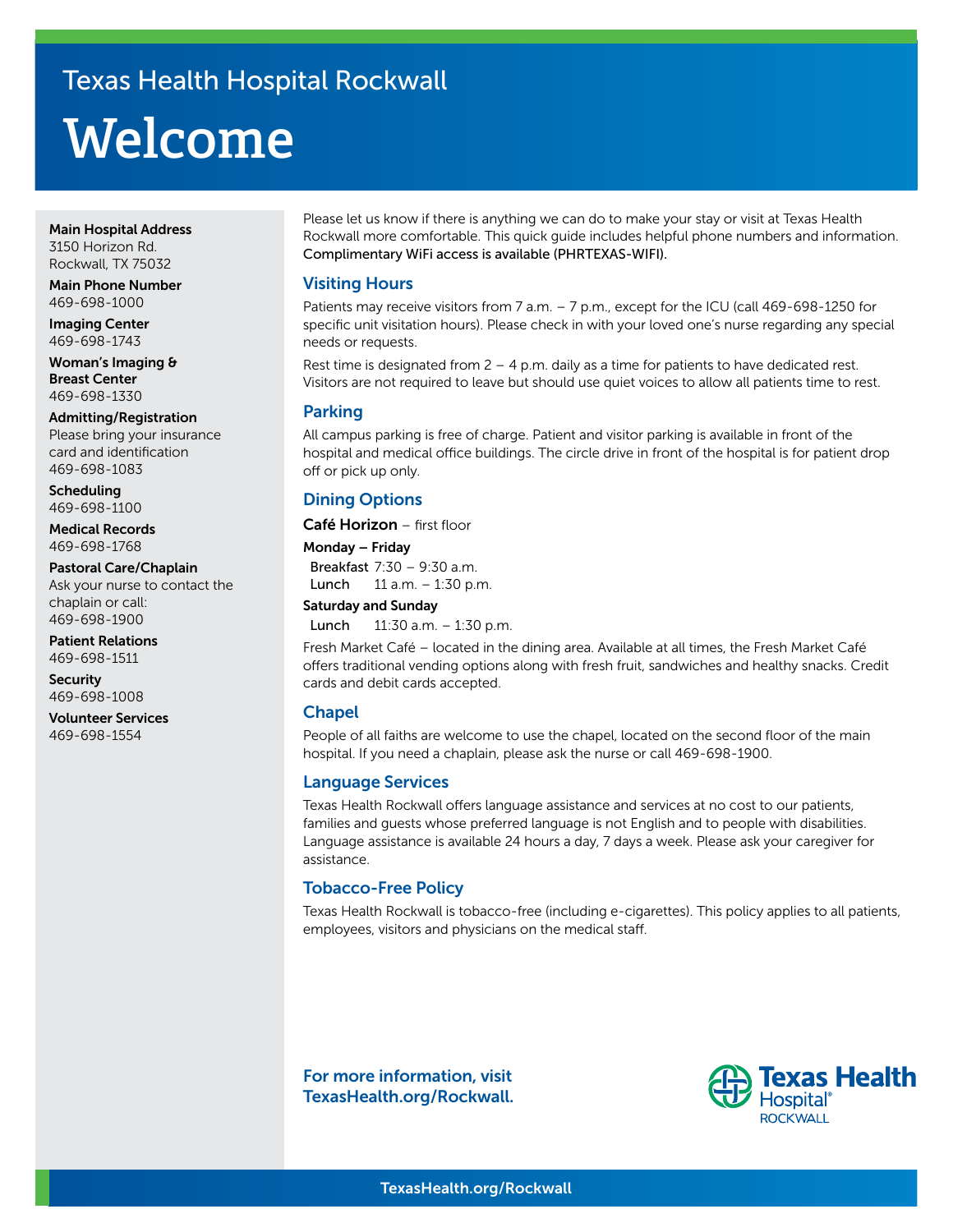Texas Health Hospital Rockwall

# Welcome

**Main Hospital Address**
3150 Horizon Rd.
Rockwall, TX 75032

**Main Phone Number**
469-698-1000

**Imaging Center**
469-698-1743

**Woman's Imaging & Breast Center**
469-698-1330

**Admitting/Registration**
Please bring your insurance card and identification
469-698-1083

**Scheduling**
469-698-1100

**Medical Records**
469-698-1768

**Pastoral Care/Chaplain**
Ask your nurse to contact the chaplain or call:
469-698-1900

**Patient Relations**
469-698-1511

**Security**
469-698-1008

**Volunteer Services**
469-698-1554

Please let us know if there is anything we can do to make your stay or visit at Texas Health Rockwall more comfortable. This quick guide includes helpful phone numbers and information. Complimentary WiFi access is available (PHRTEXAS-WIFI).

## Visiting Hours

Patients may receive visitors from 7 a.m. – 7 p.m., except for the ICU (call 469-698-1250 for specific unit visitation hours). Please check in with your loved one's nurse regarding any special needs or requests.

Rest time is designated from 2 – 4 p.m. daily as a time for patients to have dedicated rest. Visitors are not required to leave but should use quiet voices to allow all patients time to rest.

## Parking

All campus parking is free of charge. Patient and visitor parking is available in front of the hospital and medical office buildings. The circle drive in front of the hospital is for patient drop off or pick up only.

## Dining Options

**Café Horizon** – first floor

**Monday – Friday**
- Breakfast 7:30 – 9:30 a.m.
- Lunch 11 a.m. – 1:30 p.m.

**Saturday and Sunday**
- Lunch 11:30 a.m. – 1:30 p.m.

Fresh Market Café – located in the dining area. Available at all times, the Fresh Market Café offers traditional vending options along with fresh fruit, sandwiches and healthy snacks. Credit cards and debit cards accepted.

## Chapel

People of all faiths are welcome to use the chapel, located on the second floor of the main hospital. If you need a chaplain, please ask the nurse or call 469-698-1900.

## Language Services

Texas Health Rockwall offers language assistance and services at no cost to our patients, families and guests whose preferred language is not English and to people with disabilities. Language assistance is available 24 hours a day, 7 days a week. Please ask your caregiver for assistance.

## Tobacco-Free Policy

Texas Health Rockwall is tobacco-free (including e-cigarettes). This policy applies to all patients, employees, visitors and physicians on the medical staff.

**For more information, visit TexasHealth.org/Rockwall.**

Texas Health Hospital® ROCKWALL

TexasHealth.org/Rockwall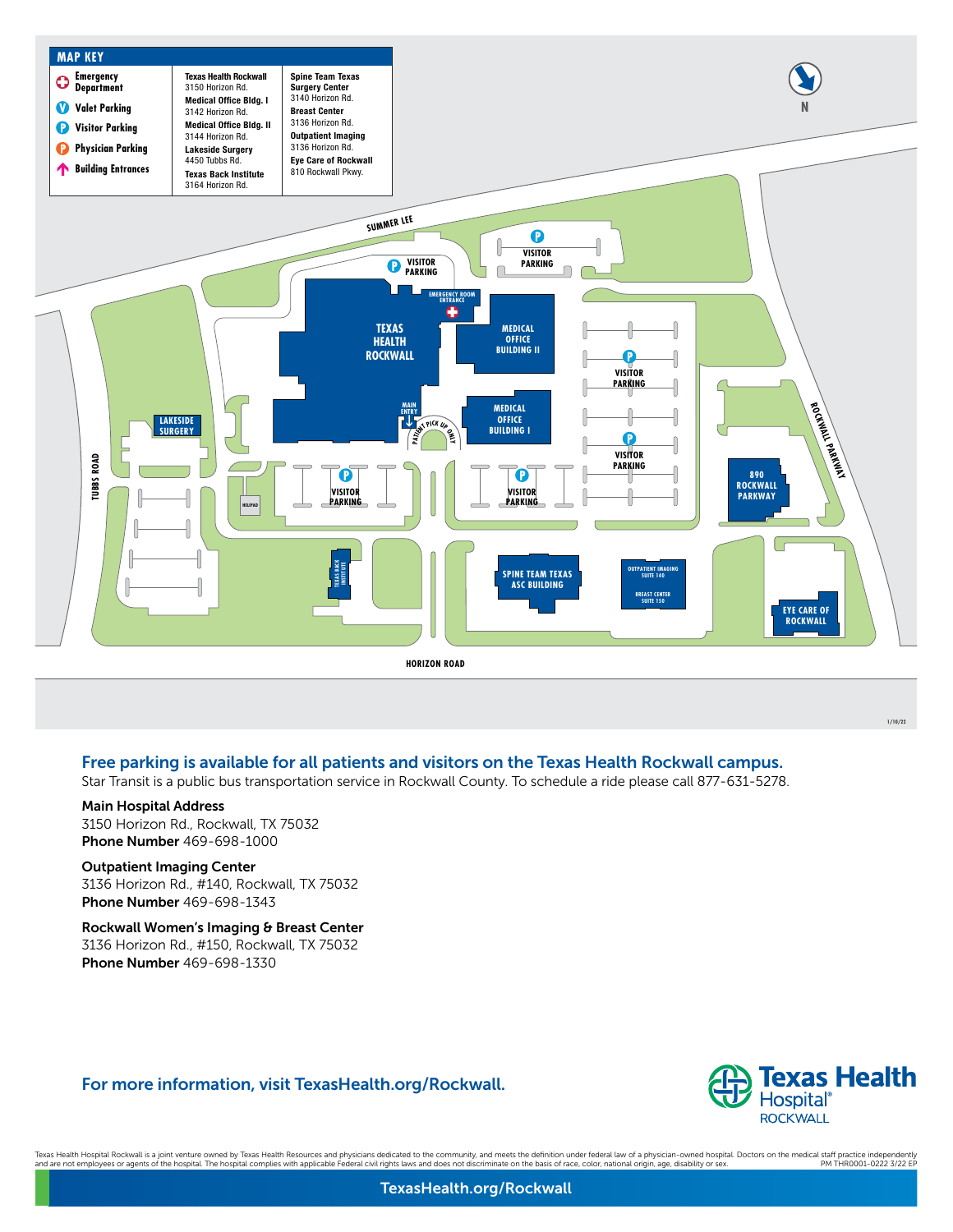## MAP KEY

- Emergency Department
- Valet Parking
- Visitor Parking
- Physician Parking
- Building Entrances

**Texas Health Rockwall**
3150 Horizon Rd.

**Medical Office Bldg. I**
3142 Horizon Rd.

**Medical Office Bldg. II**
3144 Horizon Rd.

**Lakeside Surgery**
4450 Tubbs Rd.

**Texas Back Institute**
3164 Horizon Rd.

**Spine Team Texas Surgery Center**
3140 Horizon Rd.

**Breast Center**
3136 Horizon Rd.

**Outpatient Imaging**
3136 Horizon Rd.

**Eye Care of Rockwall**
810 Rockwall Pkwy.

N

SUMMER LEE

VISITOR PARKING

EMERGENCY ROOM ENTRANCE

TEXAS HEALTH ROCKWALL

MEDICAL OFFICE BUILDING II

MAIN ENTRY

PATIENT PICK UP ONLY

MEDICAL OFFICE BUILDING I

LAKESIDE SURGERY

TUBBS ROAD

HELIPAD

ROCKWALL PARKWAY

890 ROCKWALL PARKWAY

TEXAS BACK INSTITUTE

SPINE TEAM TEXAS ASC BUILDING

OUTPATIENT IMAGING SUITE 140

BREAST CENTER SUITE 150

EYE CARE OF ROCKWALL

HORIZON ROAD

1/10/22

## Free parking is available for all patients and visitors on the Texas Health Rockwall campus.

Star Transit is a public bus transportation service in Rockwall County. To schedule a ride please call 877-631-5278.

**Main Hospital Address**
3150 Horizon Rd., Rockwall, TX 75032
**Phone Number** 469-698-1000

**Outpatient Imaging Center**
3136 Horizon Rd., #140, Rockwall, TX 75032
**Phone Number** 469-698-1343

**Rockwall Women's Imaging & Breast Center**
3136 Horizon Rd., #150, Rockwall, TX 75032
**Phone Number** 469-698-1330

## For more information, visit TexasHealth.org/Rockwall.

Texas Health Hospital® ROCKWALL

Texas Health Hospital Rockwall is a joint venture owned by Texas Health Resources and physicians dedicated to the community, and meets the definition under federal law of a physician-owned hospital. Doctors on the medical staff practice independently and are not employees or agents of the hospital. The hospital complies with applicable Federal civil rights laws and does not discriminate on the basis of race, color, national origin, age, disability or sex.
PM THR0001-0222 3/22 EP

TexasHealth.org/Rockwall